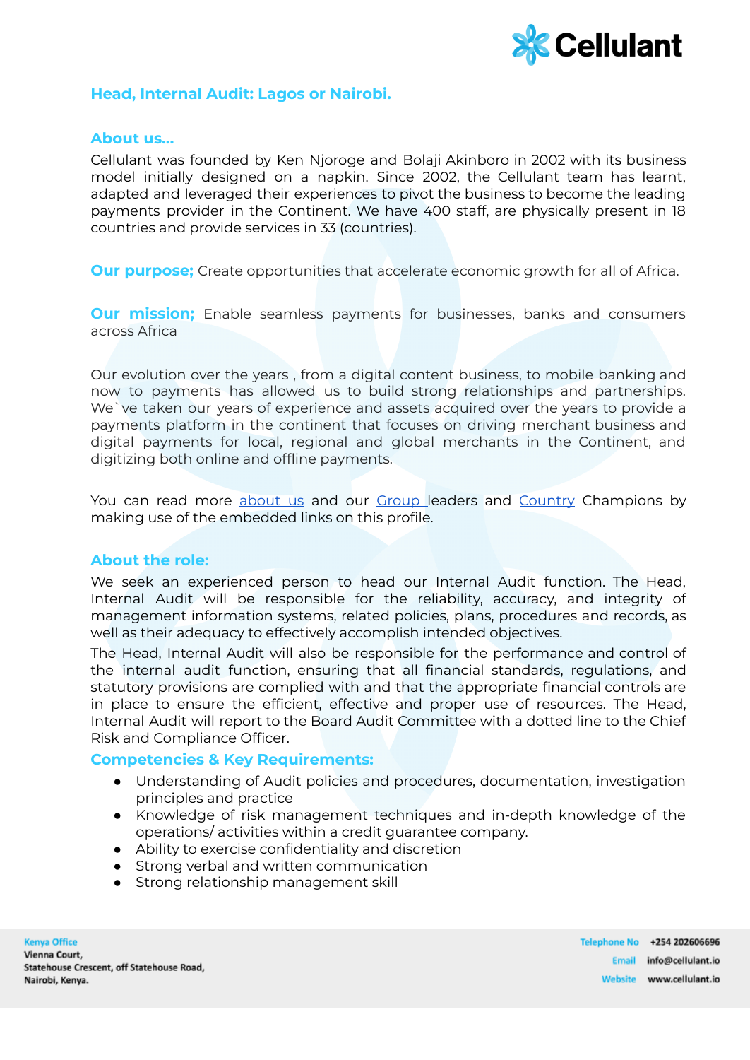## Head, Internal Audit: Lagos or Nairobi.

### About us...

Cellulant was founded by Ken Njoroge and Bolaji Akinboro in 2002 with its business model initially designed on a napkin. Since 2002, the Cellulant team has learnt, adapted and leveraged their experiences to pivot the business to become the leading payments provider in the Continent. We have 400 staff, are physically present in 18 countries and provide services in 33 (countries).

**Our purpose;** Create opportunities that accelerate economic growth for all of Africa.

**Our mission;** Enable seamless payments for businesses, banks and consumers across Africa

Our evolution over the years , from a digital content business, to mobile banking and now to payments has allowed us to build strong relationships and partnerships. We`ve taken our years of experience and assets acquired over the years to provide a payments platform in the continent that focuses on driving merchant business and digital payments for local, regional and global merchants in the Continent, and digitizing both online and offline payments.

You can read more about us and our Group leaders and Country Champions by making use of the embedded links on this profile.

### About the role:

We seek an experienced person to head our Internal Audit function. The Head, Internal Audit will be responsible for the reliability, accuracy, and integrity of management information systems, related policies, plans, procedures and records, as well as their adequacy to effectively accomplish intended objectives.

The Head, Internal Audit will also be responsible for the performance and control of the internal audit function, ensuring that all financial standards, regulations, and statutory provisions are complied with and that the appropriate financial controls are in place to ensure the efficient, effective and proper use of resources. The Head, Internal Audit will report to the Board Audit Committee with a dotted line to the Chief Risk and Compliance Officer.

### Competencies & Key Requirements:

- Understanding of Audit policies and procedures, documentation, investigation principles and practice
- Knowledge of risk management techniques and in-depth knowledge of the operations/ activities within a credit guarantee company.
- Ability to exercise confidentiality and discretion
- Strong verbal and written communication
- Strong relationship management skill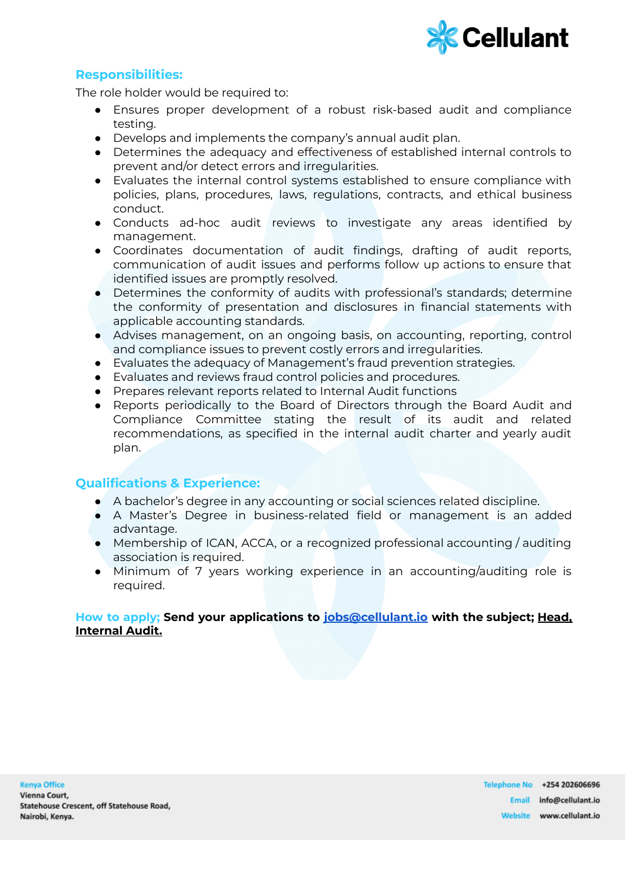## Responsibilities:

The role holder would be required to:

- Ensures proper development of a robust risk-based audit and compliance testing.
- Develops and implements the company's annual audit plan.
- Determines the adequacy and effectiveness of established internal controls to prevent and/or detect errors and irregularities.
- Evaluates the internal control systems established to ensure compliance with policies, plans, procedures, laws, regulations, contracts, and ethical business conduct.
- Conducts ad-hoc audit reviews to investigate any areas identified by management.
- Coordinates documentation of audit findings, drafting of audit reports, communication of audit issues and performs follow up actions to ensure that identified issues are promptly resolved.
- Determines the conformity of audits with professional's standards; determine the conformity of presentation and disclosures in financial statements with applicable accounting standards.
- Advises management, on an ongoing basis, on accounting, reporting, control and compliance issues to prevent costly errors and irregularities.
- Evaluates the adequacy of Management's fraud prevention strategies.
- Evaluates and reviews fraud control policies and procedures.
- Prepares relevant reports related to Internal Audit functions
- Reports periodically to the Board of Directors through the Board Audit and Compliance Committee stating the result of its audit and related recommendations, as specified in the internal audit charter and yearly audit plan.

## Qualifications & Experience:

- A bachelor's degree in any accounting or social sciences related discipline.
- A Master's Degree in business-related field or management is an added advantage.
- Membership of ICAN, ACCA, or a recognized professional accounting / auditing association is required.
- Minimum of 7 years working experience in an accounting/auditing role is required.

How to apply; **Send your applications to jobs@cellulant.io with the subject; Head, Internal Audit.**

Kenya Office
Vienna Court,
Statehouse Crescent, off Statehouse Road,
Nairobi, Kenya.

Telephone No +254 202606696
Email info@cellulant.io
Website www.cellulant.io